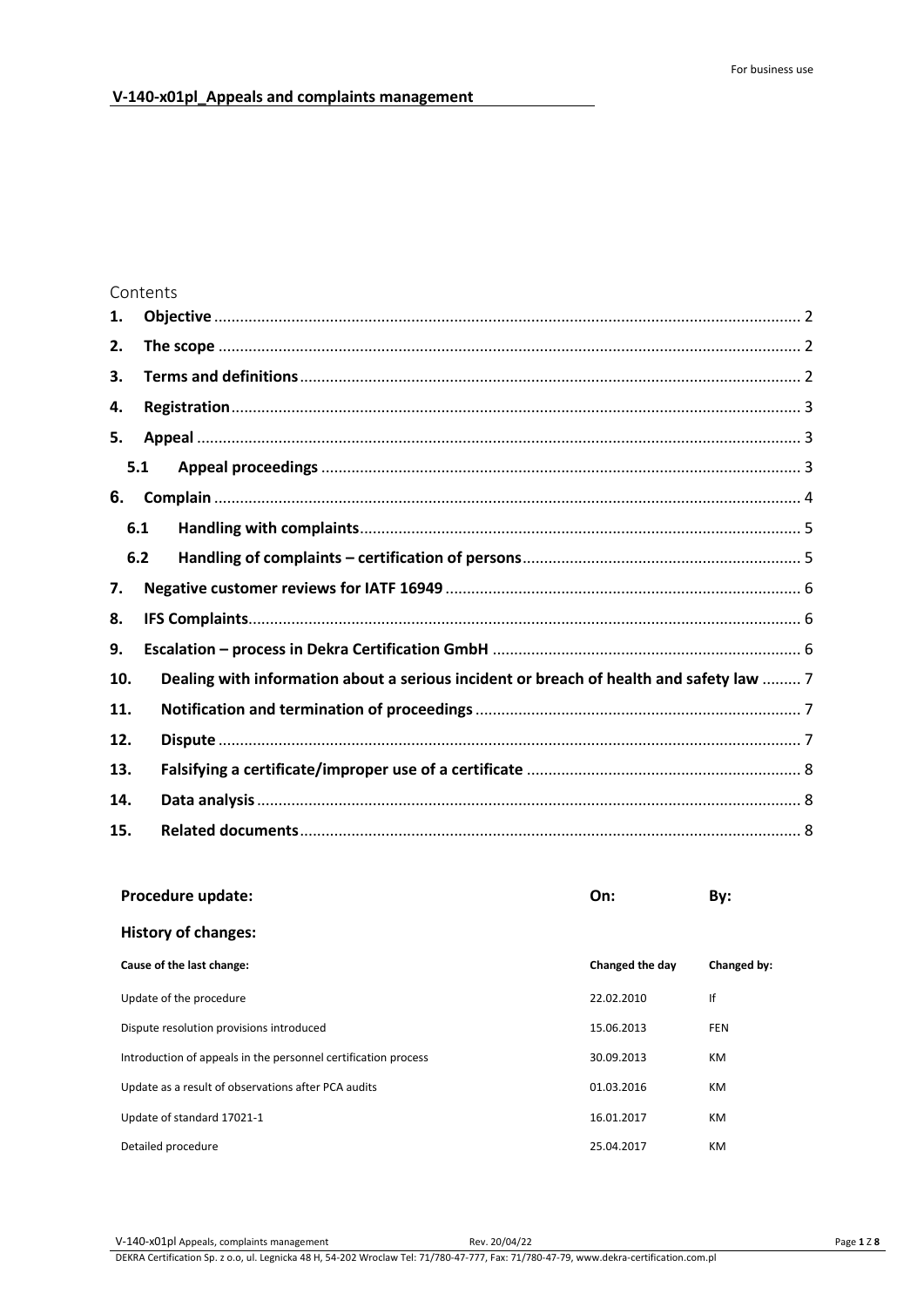For business use

## V-140-x01pl_Appeals and complaints management

Contents

1. **Objective** ........ 2
2. **The scope** ........ 2
3. **Terms and definitions** ........ 2
4. **Registration** ........ 3
5. **Appeal** ........ 3
   - 5.1 **Appeal proceedings** ........ 3
6. **Complain** ........ 4
   - 6.1 **Handling with complaints** ........ 5
   - 6.2 **Handling of complaints – certification of persons** ........ 5
7. **Negative customer reviews for IATF 16949** ........ 6
8. **IFS Complaints** ........ 6
9. **Escalation – process in Dekra Certification GmbH** ........ 6
10. **Dealing with information about a serious incident or breach of health and safety law** ........ 7
11. **Notification and termination of proceedings** ........ 7
12. **Dispute** ........ 7
13. **Falsifying a certificate/improper use of a certificate** ........ 8
14. **Data analysis** ........ 8
15. **Related documents** ........ 8

| **Procedure update:** | **On:** | **By:** |
|---|---|---|
| **History of changes:** | | |
| **Cause of the last change:** | **Changed the day** | **Changed by:** |
| Update of the procedure | 22.02.2010 | If |
| Dispute resolution provisions introduced | 15.06.2013 | FEN |
| Introduction of appeals in the personnel certification process | 30.09.2013 | KM |
| Update as a result of observations after PCA audits | 01.03.2016 | KM |
| Update of standard 17021-1 | 16.01.2017 | KM |
| Detailed procedure | 25.04.2017 | KM |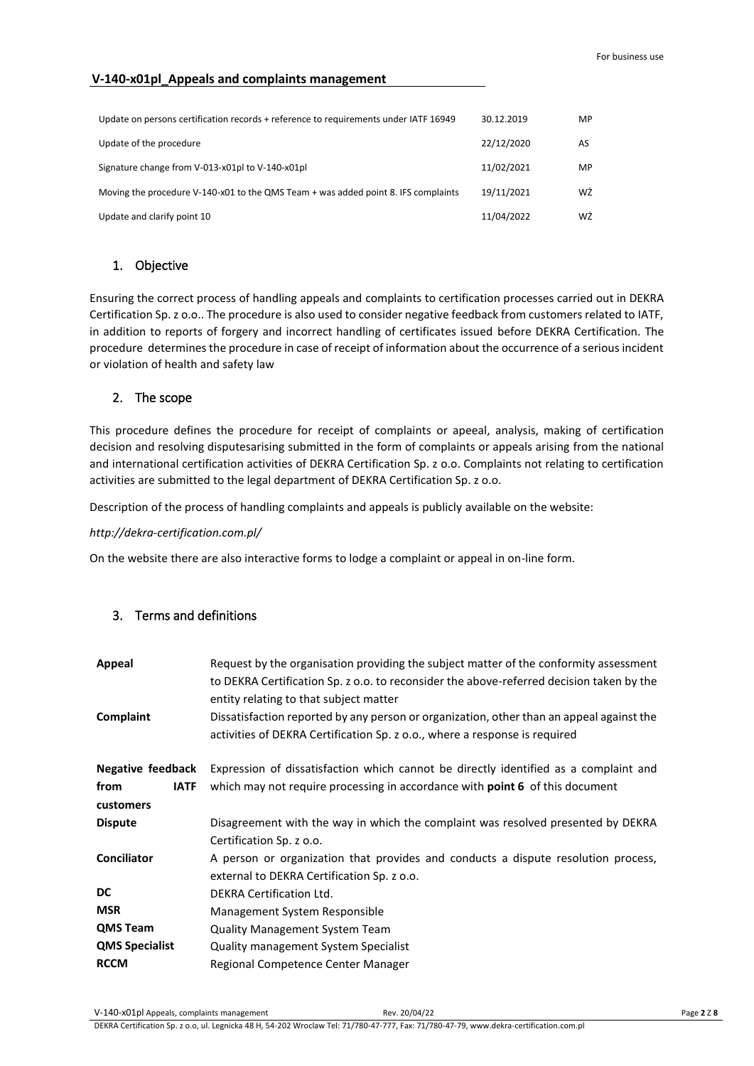**V-140-x01pl_Appeals and complaints management**

| | | |
|---|---|---|
| Update on persons certification records + reference to requirements under IATF 16949 | 30.12.2019 | MP |
| Update of the procedure | 22/12/2020 | AS |
| Signature change from V-013-x01pl to V-140-x01pl | 11/02/2021 | MP |
| Moving the procedure V-140-x01 to the QMS Team + was added point 8. IFS complaints | 19/11/2021 | WŻ |
| Update and clarify point 10 | 11/04/2022 | WŻ |

## 1. Objective

Ensuring the correct process of handling appeals and complaints to certification processes carried out in DEKRA Certification Sp. z o.o.. The procedure is also used to consider negative feedback from customers related to IATF, in addition to reports of forgery and incorrect handling of certificates issued before DEKRA Certification. The procedure determines the procedure in case of receipt of information about the occurrence of a serious incident or violation of health and safety law

## 2. The scope

This procedure defines the procedure for receipt of complaints or apeeal, analysis, making of certification decision and resolving disputesarising submitted in the form of complaints or appeals arising from the national and international certification activities of DEKRA Certification Sp. z o.o. Complaints not relating to certification activities are submitted to the legal department of DEKRA Certification Sp. z o.o.

Description of the process of handling complaints and appeals is publicly available on the website:

*http://dekra-certification.com.pl/*

On the website there are also interactive forms to lodge a complaint or appeal in on-line form.

## 3. Terms and definitions

| | |
|---|---|
| **Appeal** | Request by the organisation providing the subject matter of the conformity assessment to DEKRA Certification Sp. z o.o. to reconsider the above-referred decision taken by the entity relating to that subject matter |
| **Complaint** | Dissatisfaction reported by any person or organization, other than an appeal against the activities of DEKRA Certification Sp. z o.o., where a response is required |
| **Negative feedback from IATF customers** | Expression of dissatisfaction which cannot be directly identified as a complaint and which may not require processing in accordance with **point 6** of this document |
| **Dispute** | Disagreement with the way in which the complaint was resolved presented by DEKRA Certification Sp. z o.o. |
| **Conciliator** | A person or organization that provides and conducts a dispute resolution process, external to DEKRA Certification Sp. z o.o. |
| **DC** | DEKRA Certification Ltd. |
| **MSR** | Management System Responsible |
| **QMS Team** | Quality Management System Team |
| **QMS Specialist** | Quality management System Specialist |
| **RCCM** | Regional Competence Center Manager |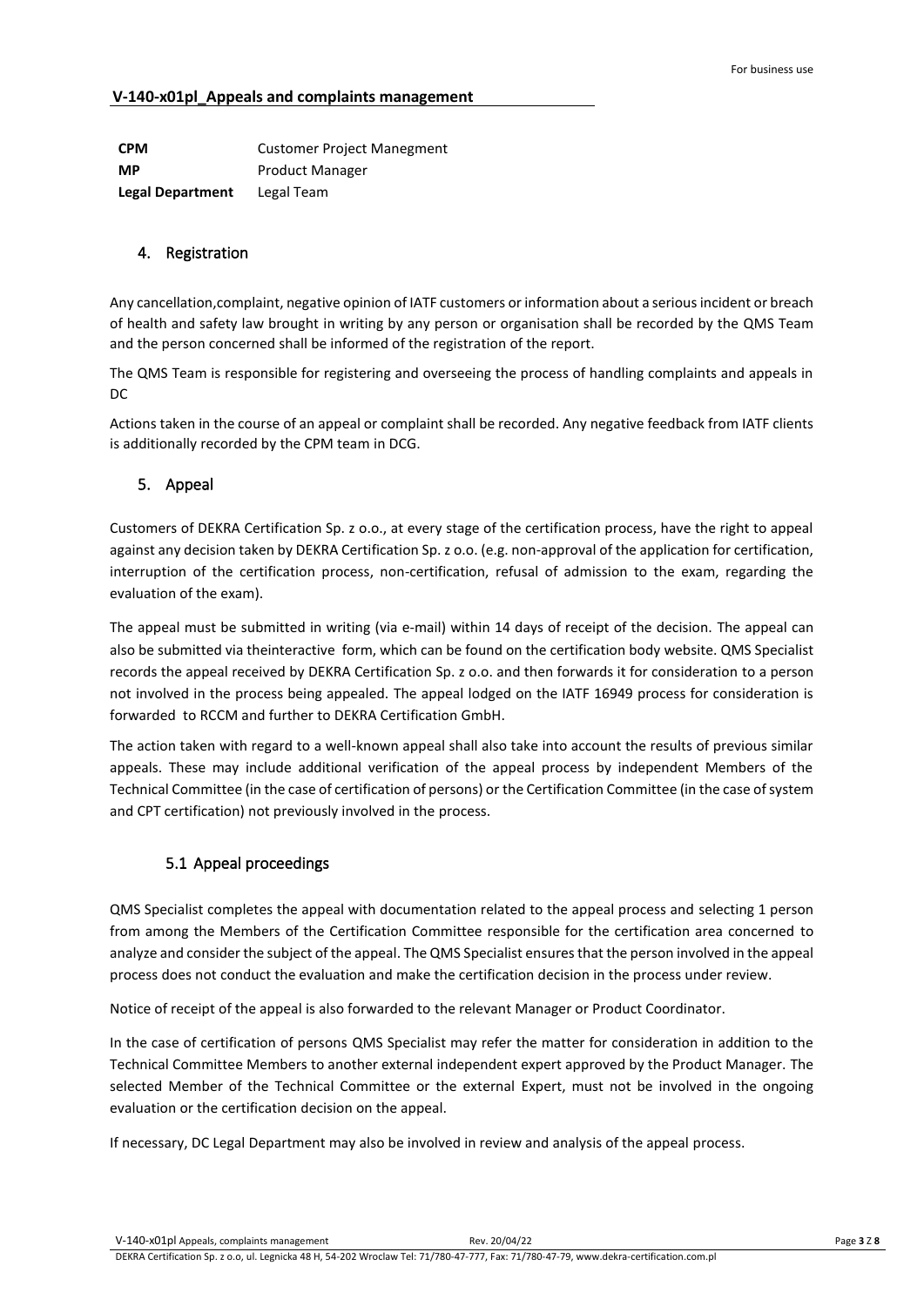| | |
|---|---|
| **CPM** | Customer Project Manegment |
| **MP** | Product Manager |
| **Legal Department** | Legal Team |

## 4. Registration

Any cancellation,complaint, negative opinion of IATF customers or information about a serious incident or breach of health and safety law brought in writing by any person or organisation shall be recorded by the QMS Team and the person concerned shall be informed of the registration of the report.

The QMS Team is responsible for registering and overseeing the process of handling complaints and appeals in DC

Actions taken in the course of an appeal or complaint shall be recorded. Any negative feedback from IATF clients is additionally recorded by the CPM team in DCG.

## 5. Appeal

Customers of DEKRA Certification Sp. z o.o., at every stage of the certification process, have the right to appeal against any decision taken by DEKRA Certification Sp. z o.o. (e.g. non-approval of the application for certification, interruption of the certification process, non-certification, refusal of admission to the exam, regarding the evaluation of the exam).

The appeal must be submitted in writing (via e-mail) within 14 days of receipt of the decision. The appeal can also be submitted via theinteractive form, which can be found on the certification body website. QMS Specialist records the appeal received by DEKRA Certification Sp. z o.o. and then forwards it for consideration to a person not involved in the process being appealed. The appeal lodged on the IATF 16949 process for consideration is forwarded to RCCM and further to DEKRA Certification GmbH.

The action taken with regard to a well-known appeal shall also take into account the results of previous similar appeals. These may include additional verification of the appeal process by independent Members of the Technical Committee (in the case of certification of persons) or the Certification Committee (in the case of system and CPT certification) not previously involved in the process.

### 5.1 Appeal proceedings

QMS Specialist completes the appeal with documentation related to the appeal process and selecting 1 person from among the Members of the Certification Committee responsible for the certification area concerned to analyze and consider the subject of the appeal. The QMS Specialist ensures that the person involved in the appeal process does not conduct the evaluation and make the certification decision in the process under review.

Notice of receipt of the appeal is also forwarded to the relevant Manager or Product Coordinator.

In the case of certification of persons QMS Specialist may refer the matter for consideration in addition to the Technical Committee Members to another external independent expert approved by the Product Manager. The selected Member of the Technical Committee or the external Expert, must not be involved in the ongoing evaluation or the certification decision on the appeal.

If necessary, DC Legal Department may also be involved in review and analysis of the appeal process.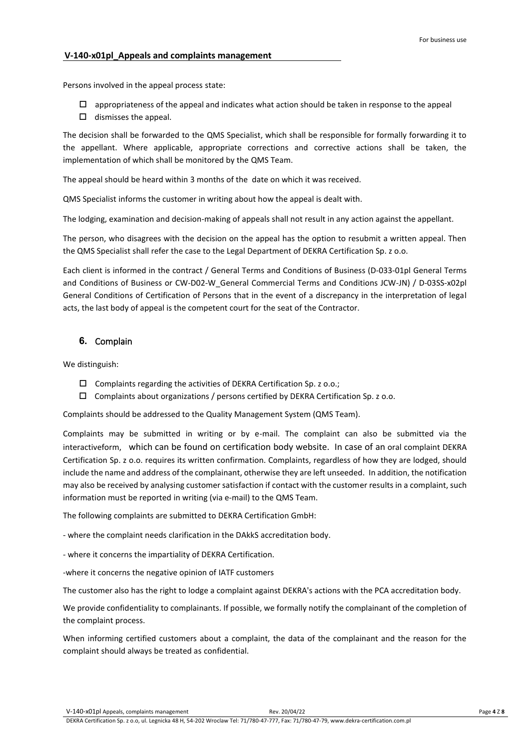Persons involved in the appeal process state:

- appropriateness of the appeal and indicates what action should be taken in response to the appeal
- dismisses the appeal.

The decision shall be forwarded to the QMS Specialist, which shall be responsible for formally forwarding it to the appellant. Where applicable, appropriate corrections and corrective actions shall be taken, the implementation of which shall be monitored by the QMS Team.

The appeal should be heard within 3 months of the date on which it was received.

QMS Specialist informs the customer in writing about how the appeal is dealt with.

The lodging, examination and decision-making of appeals shall not result in any action against the appellant.

The person, who disagrees with the decision on the appeal has the option to resubmit a written appeal. Then the QMS Specialist shall refer the case to the Legal Department of DEKRA Certification Sp. z o.o.

Each client is informed in the contract / General Terms and Conditions of Business (D-033-01pl General Terms and Conditions of Business or CW-D02-W_General Commercial Terms and Conditions JCW-JN) / D-03SS-x02pl General Conditions of Certification of Persons that in the event of a discrepancy in the interpretation of legal acts, the last body of appeal is the competent court for the seat of the Contractor.

## 6. Complain

We distinguish:

- Complaints regarding the activities of DEKRA Certification Sp. z o.o.;
- Complaints about organizations / persons certified by DEKRA Certification Sp. z o.o.

Complaints should be addressed to the Quality Management System (QMS Team).

Complaints may be submitted in writing or by e-mail. The complaint can also be submitted via the interactiveform, which can be found on certification body website. In case of an oral complaint DEKRA Certification Sp. z o.o. requires its written confirmation. Complaints, regardless of how they are lodged, should include the name and address of the complainant, otherwise they are left unseeded. In addition, the notification may also be received by analysing customer satisfaction if contact with the customer results in a complaint, such information must be reported in writing (via e-mail) to the QMS Team.

The following complaints are submitted to DEKRA Certification GmbH:

- where the complaint needs clarification in the DAkkS accreditation body.

- where it concerns the impartiality of DEKRA Certification.

-where it concerns the negative opinion of IATF customers

The customer also has the right to lodge a complaint against DEKRA's actions with the PCA accreditation body.

We provide confidentiality to complainants. If possible, we formally notify the complainant of the completion of the complaint process.

When informing certified customers about a complaint, the data of the complainant and the reason for the complaint should always be treated as confidential.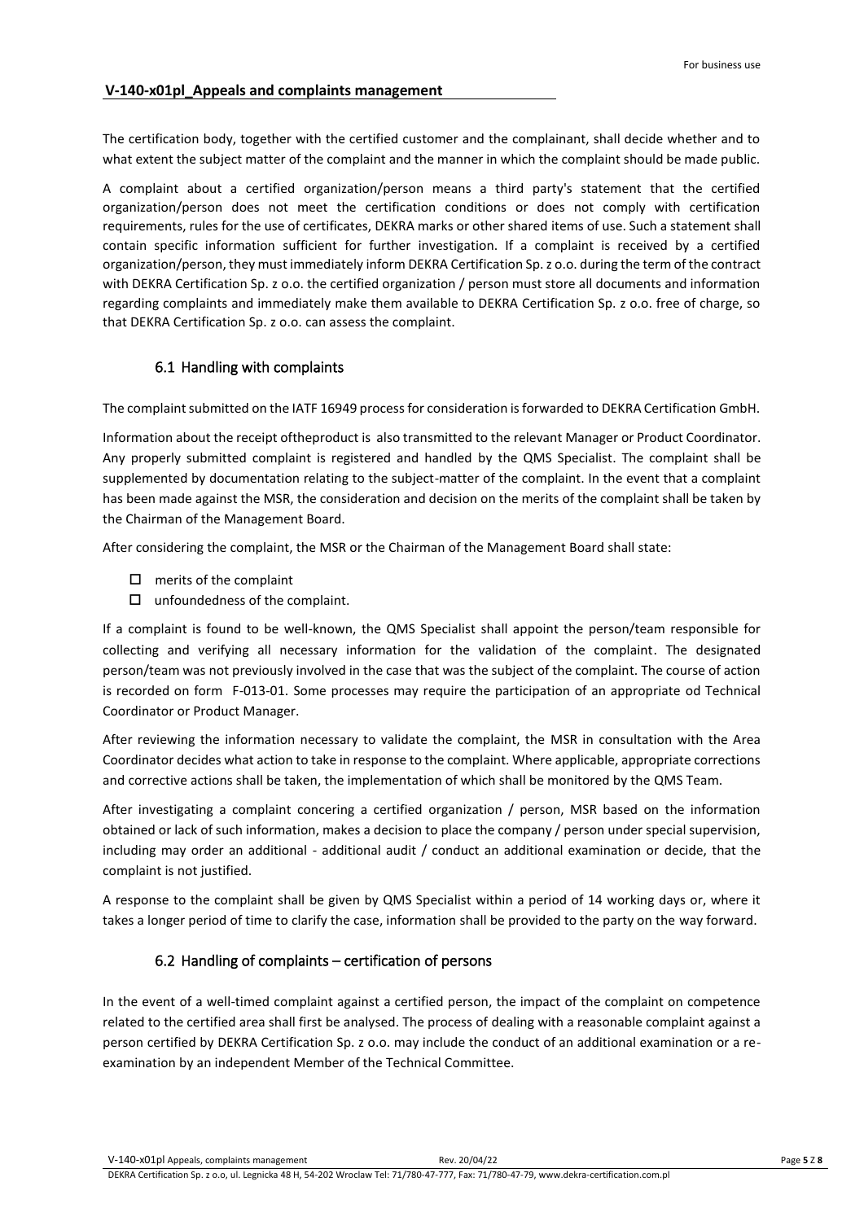The certification body, together with the certified customer and the complainant, shall decide whether and to what extent the subject matter of the complaint and the manner in which the complaint should be made public.

A complaint about a certified organization/person means a third party's statement that the certified organization/person does not meet the certification conditions or does not comply with certification requirements, rules for the use of certificates, DEKRA marks or other shared items of use. Such a statement shall contain specific information sufficient for further investigation. If a complaint is received by a certified organization/person, they must immediately inform DEKRA Certification Sp. z o.o. during the term of the contract with DEKRA Certification Sp. z o.o. the certified organization / person must store all documents and information regarding complaints and immediately make them available to DEKRA Certification Sp. z o.o. free of charge, so that DEKRA Certification Sp. z o.o. can assess the complaint.

## 6.1 Handling with complaints

The complaint submitted on the IATF 16949 process for consideration is forwarded to DEKRA Certification GmbH.

Information about the receipt oftheproduct is also transmitted to the relevant Manager or Product Coordinator. Any properly submitted complaint is registered and handled by the QMS Specialist. The complaint shall be supplemented by documentation relating to the subject-matter of the complaint. In the event that a complaint has been made against the MSR, the consideration and decision on the merits of the complaint shall be taken by the Chairman of the Management Board.

After considering the complaint, the MSR or the Chairman of the Management Board shall state:

- ☐ merits of the complaint
- ☐ unfoundedness of the complaint.

If a complaint is found to be well-known, the QMS Specialist shall appoint the person/team responsible for collecting and verifying all necessary information for the validation of the complaint. The designated person/team was not previously involved in the case that was the subject of the complaint. The course of action is recorded on form F-013-01. Some processes may require the participation of an appropriate od Technical Coordinator or Product Manager.

After reviewing the information necessary to validate the complaint, the MSR in consultation with the Area Coordinator decides what action to take in response to the complaint. Where applicable, appropriate corrections and corrective actions shall be taken, the implementation of which shall be monitored by the QMS Team.

After investigating a complaint concering a certified organization / person, MSR based on the information obtained or lack of such information, makes a decision to place the company / person under special supervision, including may order an additional - additional audit / conduct an additional examination or decide, that the complaint is not justified.

A response to the complaint shall be given by QMS Specialist within a period of 14 working days or, where it takes a longer period of time to clarify the case, information shall be provided to the party on the way forward.

## 6.2 Handling of complaints – certification of persons

In the event of a well-timed complaint against a certified person, the impact of the complaint on competence related to the certified area shall first be analysed. The process of dealing with a reasonable complaint against a person certified by DEKRA Certification Sp. z o.o. may include the conduct of an additional examination or a re-examination by an independent Member of the Technical Committee.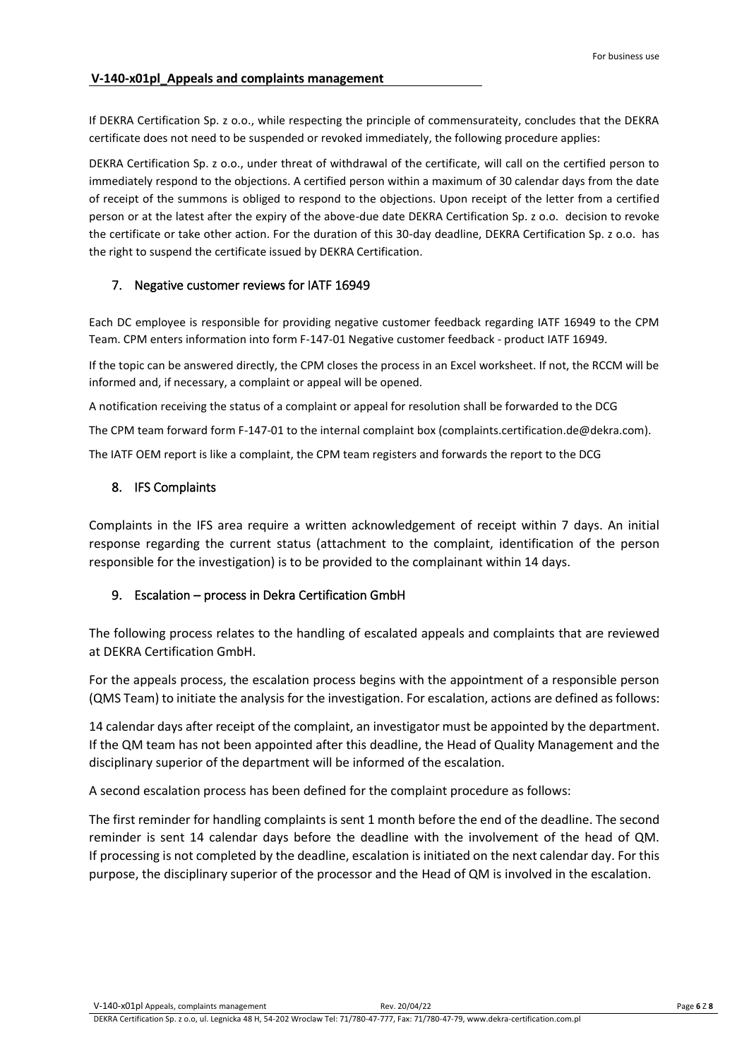If DEKRA Certification Sp. z o.o., while respecting the principle of commensurateity, concludes that the DEKRA certificate does not need to be suspended or revoked immediately, the following procedure applies:

DEKRA Certification Sp. z o.o., under threat of withdrawal of the certificate, will call on the certified person to immediately respond to the objections. A certified person within a maximum of 30 calendar days from the date of receipt of the summons is obliged to respond to the objections. Upon receipt of the letter from a certified person or at the latest after the expiry of the above-due date DEKRA Certification Sp. z o.o. decision to revoke the certificate or take other action. For the duration of this 30-day deadline, DEKRA Certification Sp. z o.o. has the right to suspend the certificate issued by DEKRA Certification.

## 7. Negative customer reviews for IATF 16949

Each DC employee is responsible for providing negative customer feedback regarding IATF 16949 to the CPM Team. CPM enters information into form F-147-01 Negative customer feedback - product IATF 16949.

If the topic can be answered directly, the CPM closes the process in an Excel worksheet. If not, the RCCM will be informed and, if necessary, a complaint or appeal will be opened.

A notification receiving the status of a complaint or appeal for resolution shall be forwarded to the DCG

The CPM team forward form F-147-01 to the internal complaint box (complaints.certification.de@dekra.com).

The IATF OEM report is like a complaint, the CPM team registers and forwards the report to the DCG

## 8. IFS Complaints

Complaints in the IFS area require a written acknowledgement of receipt within 7 days. An initial response regarding the current status (attachment to the complaint, identification of the person responsible for the investigation) is to be provided to the complainant within 14 days.

## 9. Escalation – process in Dekra Certification GmbH

The following process relates to the handling of escalated appeals and complaints that are reviewed at DEKRA Certification GmbH.

For the appeals process, the escalation process begins with the appointment of a responsible person (QMS Team) to initiate the analysis for the investigation. For escalation, actions are defined as follows:

14 calendar days after receipt of the complaint, an investigator must be appointed by the department. If the QM team has not been appointed after this deadline, the Head of Quality Management and the disciplinary superior of the department will be informed of the escalation.

A second escalation process has been defined for the complaint procedure as follows:

The first reminder for handling complaints is sent 1 month before the end of the deadline. The second reminder is sent 14 calendar days before the deadline with the involvement of the head of QM. If processing is not completed by the deadline, escalation is initiated on the next calendar day. For this purpose, the disciplinary superior of the processor and the Head of QM is involved in the escalation.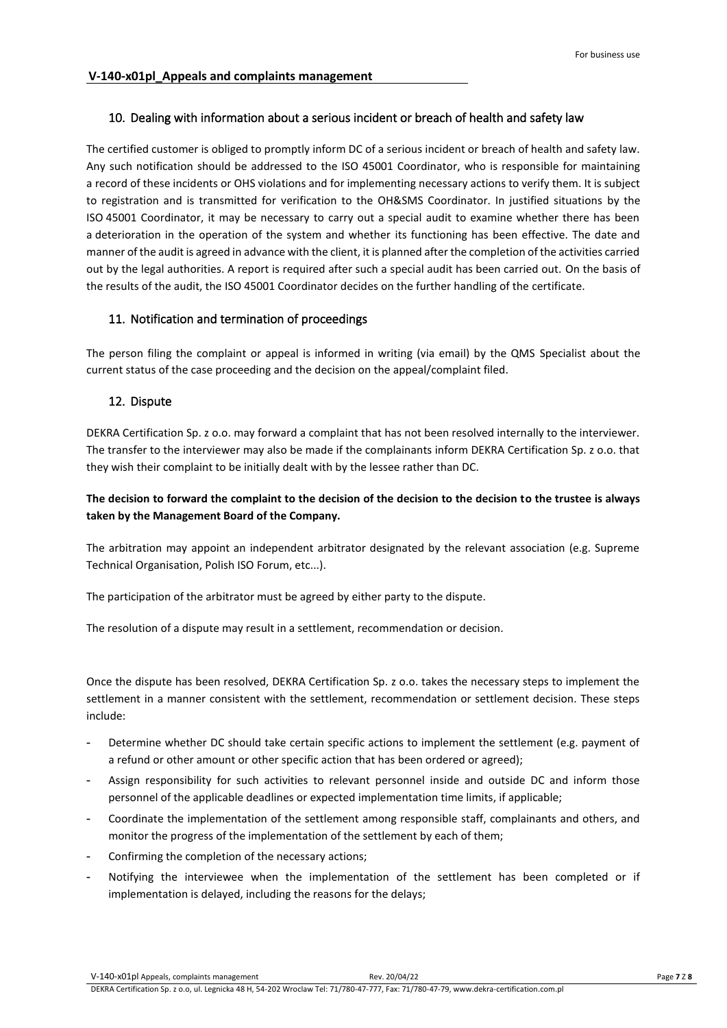**V-140-x01pl_Appeals and complaints management**

## 10. Dealing with information about a serious incident or breach of health and safety law

The certified customer is obliged to promptly inform DC of a serious incident or breach of health and safety law. Any such notification should be addressed to the ISO 45001 Coordinator, who is responsible for maintaining a record of these incidents or OHS violations and for implementing necessary actions to verify them. It is subject to registration and is transmitted for verification to the OH&SMS Coordinator. In justified situations by the ISO 45001 Coordinator, it may be necessary to carry out a special audit to examine whether there has been a deterioration in the operation of the system and whether its functioning has been effective. The date and manner of the audit is agreed in advance with the client, it is planned after the completion of the activities carried out by the legal authorities. A report is required after such a special audit has been carried out. On the basis of the results of the audit, the ISO 45001 Coordinator decides on the further handling of the certificate.

## 11. Notification and termination of proceedings

The person filing the complaint or appeal is informed in writing (via email) by the QMS Specialist about the current status of the case proceeding and the decision on the appeal/complaint filed.

## 12. Dispute

DEKRA Certification Sp. z o.o. may forward a complaint that has not been resolved internally to the interviewer. The transfer to the interviewer may also be made if the complainants inform DEKRA Certification Sp. z o.o. that they wish their complaint to be initially dealt with by the lessee rather than DC.

**The decision to forward the complaint to the decision of the decision to the decision to the trustee is always taken by the Management Board of the Company.**

The arbitration may appoint an independent arbitrator designated by the relevant association (e.g. Supreme Technical Organisation, Polish ISO Forum, etc...).

The participation of the arbitrator must be agreed by either party to the dispute.

The resolution of a dispute may result in a settlement, recommendation or decision.

Once the dispute has been resolved, DEKRA Certification Sp. z o.o. takes the necessary steps to implement the settlement in a manner consistent with the settlement, recommendation or settlement decision. These steps include:

- Determine whether DC should take certain specific actions to implement the settlement (e.g. payment of a refund or other amount or other specific action that has been ordered or agreed);
- Assign responsibility for such activities to relevant personnel inside and outside DC and inform those personnel of the applicable deadlines or expected implementation time limits, if applicable;
- Coordinate the implementation of the settlement among responsible staff, complainants and others, and monitor the progress of the implementation of the settlement by each of them;
- Confirming the completion of the necessary actions;
- Notifying the interviewee when the implementation of the settlement has been completed or if implementation is delayed, including the reasons for the delays;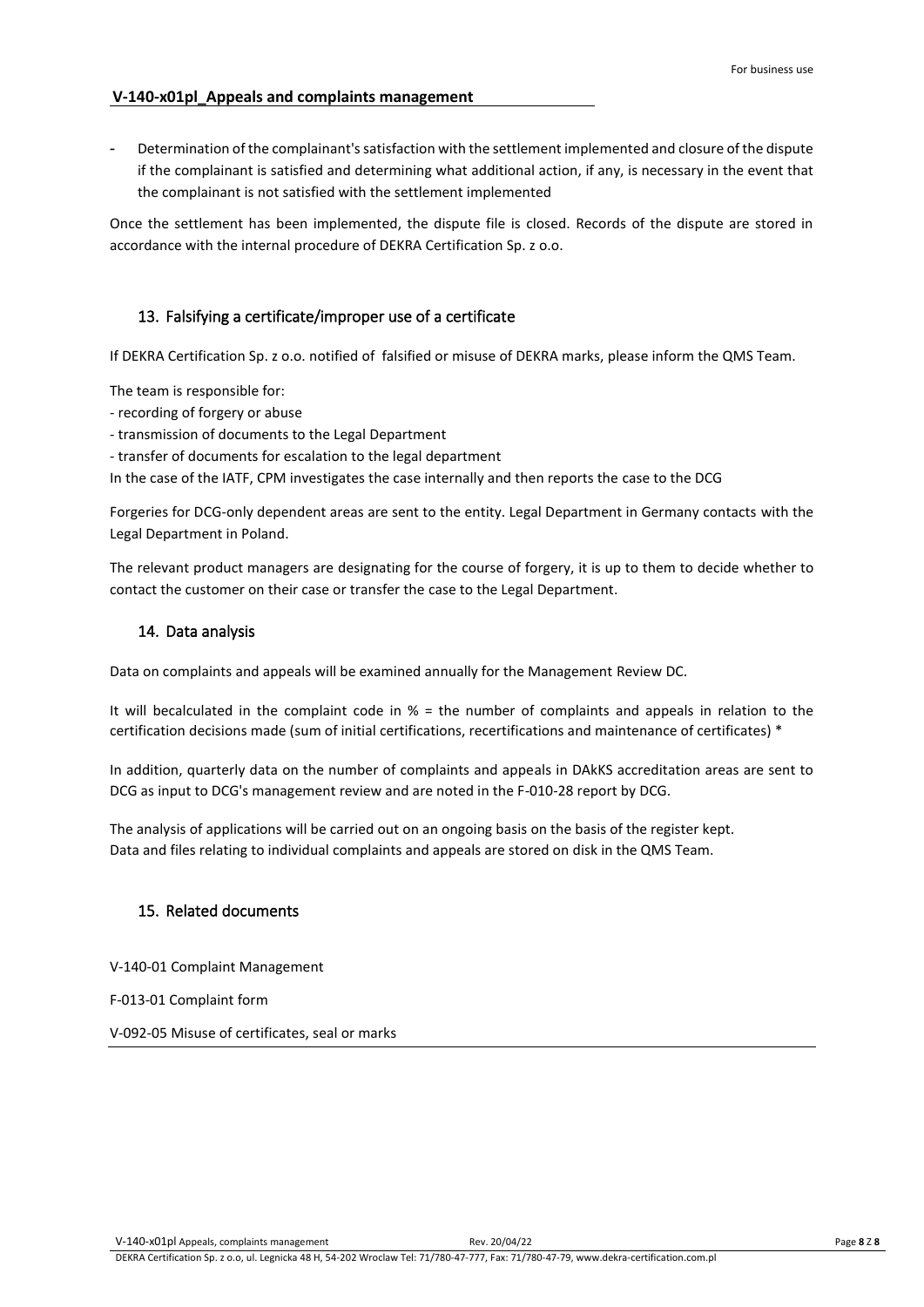- Determination of the complainant's satisfaction with the settlement implemented and closure of the dispute if the complainant is satisfied and determining what additional action, if any, is necessary in the event that the complainant is not satisfied with the settlement implemented

Once the settlement has been implemented, the dispute file is closed. Records of the dispute are stored in accordance with the internal procedure of DEKRA Certification Sp. z o.o.

## 13. Falsifying a certificate/improper use of a certificate

If DEKRA Certification Sp. z o.o. notified of falsified or misuse of DEKRA marks, please inform the QMS Team.

The team is responsible for:

- recording of forgery or abuse
- transmission of documents to the Legal Department
- transfer of documents for escalation to the legal department

In the case of the IATF, CPM investigates the case internally and then reports the case to the DCG

Forgeries for DCG-only dependent areas are sent to the entity. Legal Department in Germany contacts with the Legal Department in Poland.

The relevant product managers are designating for the course of forgery, it is up to them to decide whether to contact the customer on their case or transfer the case to the Legal Department.

## 14. Data analysis

Data on complaints and appeals will be examined annually for the Management Review DC.

It will becalculated in the complaint code in % = the number of complaints and appeals in relation to the certification decisions made (sum of initial certifications, recertifications and maintenance of certificates) *

In addition, quarterly data on the number of complaints and appeals in DAkKS accreditation areas are sent to DCG as input to DCG's management review and are noted in the F-010-28 report by DCG.

The analysis of applications will be carried out on an ongoing basis on the basis of the register kept.
Data and files relating to individual complaints and appeals are stored on disk in the QMS Team.

## 15. Related documents

V-140-01 Complaint Management

F-013-01 Complaint form

V-092-05 Misuse of certificates, seal or marks